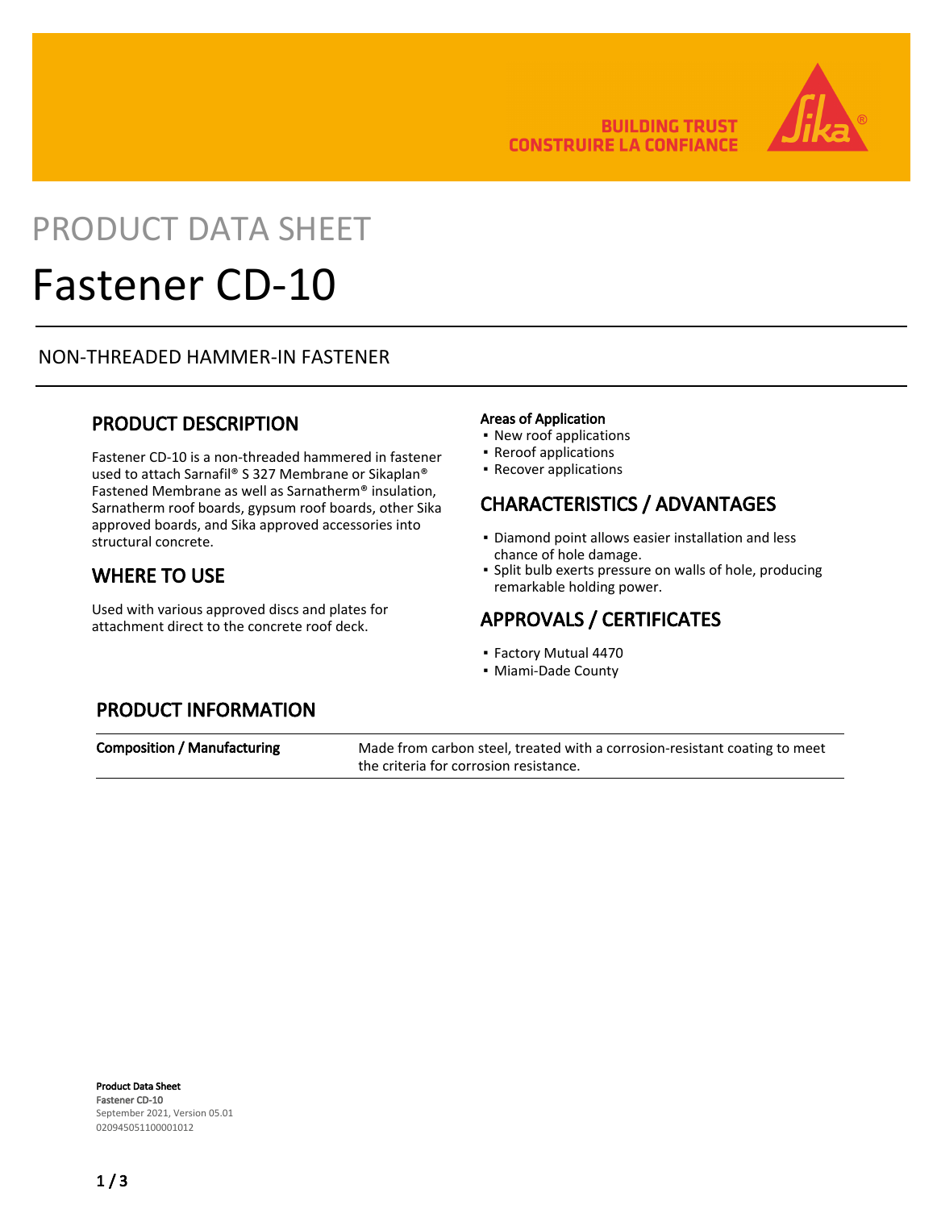BUILDING TRUST
CONSTRUIRE LA CONFIANCE

PRODUCT DATA SHEET

# Fastener CD-10

NON-THREADED HAMMER-IN FASTENER

## PRODUCT DESCRIPTION

Fastener CD-10 is a non-threaded hammered in fastener used to attach Sarnafil® S 327 Membrane or Sikaplan® Fastened Membrane as well as Sarnatherm® insulation, Sarnatherm roof boards, gypsum roof boards, other Sika approved boards, and Sika approved accessories into structural concrete.

## WHERE TO USE

Used with various approved discs and plates for attachment direct to the concrete roof deck.

**Areas of Application**

- New roof applications
- Reroof applications
- Recover applications

## CHARACTERISTICS / ADVANTAGES

- Diamond point allows easier installation and less chance of hole damage.
- Split bulb exerts pressure on walls of hole, producing remarkable holding power.

## APPROVALS / CERTIFICATES

- Factory Mutual 4470
- Miami-Dade County

## PRODUCT INFORMATION

| | |
|---|---|
| **Composition / Manufacturing** | Made from carbon steel, treated with a corrosion-resistant coating to meet the criteria for corrosion resistance. |

**Product Data Sheet**
**Fastener CD-10**
September 2021, Version 05.01
020945051100001012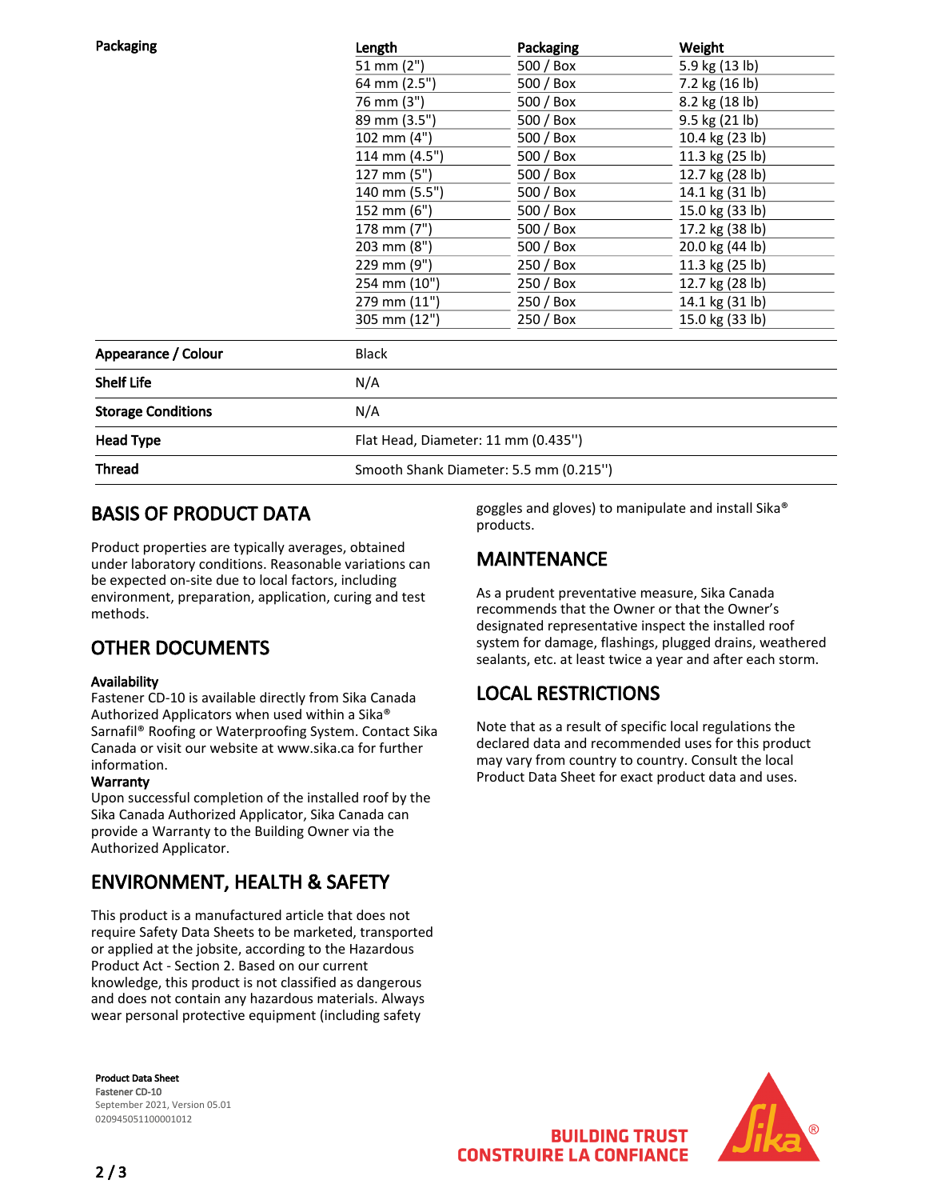| | Length | Packaging | Weight |
|---|---|---|---|
| **Packaging** | 51 mm (2") | 500 / Box | 5.9 kg (13 lb) |
| | 64 mm (2.5") | 500 / Box | 7.2 kg (16 lb) |
| | 76 mm (3") | 500 / Box | 8.2 kg (18 lb) |
| | 89 mm (3.5") | 500 / Box | 9.5 kg (21 lb) |
| | 102 mm (4") | 500 / Box | 10.4 kg (23 lb) |
| | 114 mm (4.5") | 500 / Box | 11.3 kg (25 lb) |
| | 127 mm (5") | 500 / Box | 12.7 kg (28 lb) |
| | 140 mm (5.5") | 500 / Box | 14.1 kg (31 lb) |
| | 152 mm (6") | 500 / Box | 15.0 kg (33 lb) |
| | 178 mm (7") | 500 / Box | 17.2 kg (38 lb) |
| | 203 mm (8") | 500 / Box | 20.0 kg (44 lb) |
| | 229 mm (9") | 250 / Box | 11.3 kg (25 lb) |
| | 254 mm (10") | 250 / Box | 12.7 kg (28 lb) |
| | 279 mm (11") | 250 / Box | 14.1 kg (31 lb) |
| | 305 mm (12") | 250 / Box | 15.0 kg (33 lb) |

| | |
|---|---|
| **Appearance / Colour** | Black |
| **Shelf Life** | N/A |
| **Storage Conditions** | N/A |
| **Head Type** | Flat Head, Diameter: 11 mm (0.435") |
| **Thread** | Smooth Shank Diameter: 5.5 mm (0.215") |

## BASIS OF PRODUCT DATA

Product properties are typically averages, obtained under laboratory conditions. Reasonable variations can be expected on-site due to local factors, including environment, preparation, application, curing and test methods.

## OTHER DOCUMENTS

**Availability**
Fastener CD-10 is available directly from Sika Canada Authorized Applicators when used within a Sika® Sarnafil® Roofing or Waterproofing System. Contact Sika Canada or visit our website at www.sika.ca for further information.

**Warranty**
Upon successful completion of the installed roof by the Sika Canada Authorized Applicator, Sika Canada can provide a Warranty to the Building Owner via the Authorized Applicator.

## ENVIRONMENT, HEALTH & SAFETY

This product is a manufactured article that does not require Safety Data Sheets to be marketed, transported or applied at the jobsite, according to the Hazardous Product Act - Section 2. Based on our current knowledge, this product is not classified as dangerous and does not contain any hazardous materials. Always wear personal protective equipment (including safety goggles and gloves) to manipulate and install Sika® products.

## MAINTENANCE

As a prudent preventative measure, Sika Canada recommends that the Owner or that the Owner's designated representative inspect the installed roof system for damage, flashings, plugged drains, weathered sealants, etc. at least twice a year and after each storm.

## LOCAL RESTRICTIONS

Note that as a result of specific local regulations the declared data and recommended uses for this product may vary from country to country. Consult the local Product Data Sheet for exact product data and uses.

**Product Data Sheet**
Fastener CD-10
September 2021, Version 05.01
020945051100001012

BUILDING TRUST
CONSTRUIRE LA CONFIANCE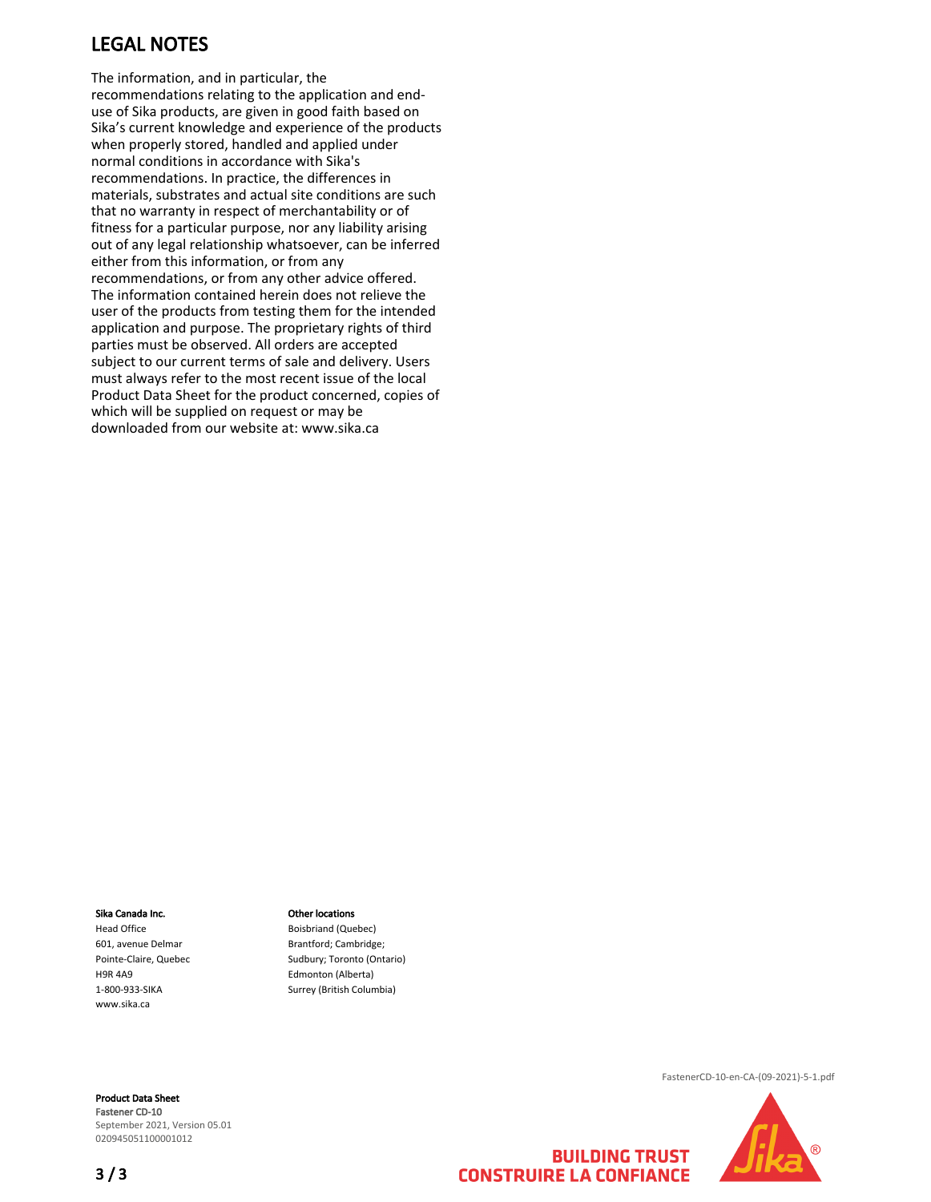## LEGAL NOTES

The information, and in particular, the recommendations relating to the application and end-use of Sika products, are given in good faith based on Sika's current knowledge and experience of the products when properly stored, handled and applied under normal conditions in accordance with Sika's recommendations. In practice, the differences in materials, substrates and actual site conditions are such that no warranty in respect of merchantability or of fitness for a particular purpose, nor any liability arising out of any legal relationship whatsoever, can be inferred either from this information, or from any recommendations, or from any other advice offered. The information contained herein does not relieve the user of the products from testing them for the intended application and purpose. The proprietary rights of third parties must be observed. All orders are accepted subject to our current terms of sale and delivery. Users must always refer to the most recent issue of the local Product Data Sheet for the product concerned, copies of which will be supplied on request or may be downloaded from our website at: www.sika.ca

**Sika Canada Inc.**
Head Office
601, avenue Delmar
Pointe-Claire, Quebec
H9R 4A9
1-800-933-SIKA
www.sika.ca

**Other locations**
Boisbriand (Quebec)
Brantford; Cambridge;
Sudbury; Toronto (Ontario)
Edmonton (Alberta)
Surrey (British Columbia)

FastenerCD-10-en-CA-(09-2021)-5-1.pdf

**Product Data Sheet**
Fastener CD-10
September 2021, Version 05.01
020945051100001012

BUILDING TRUST
CONSTRUIRE LA CONFIANCE